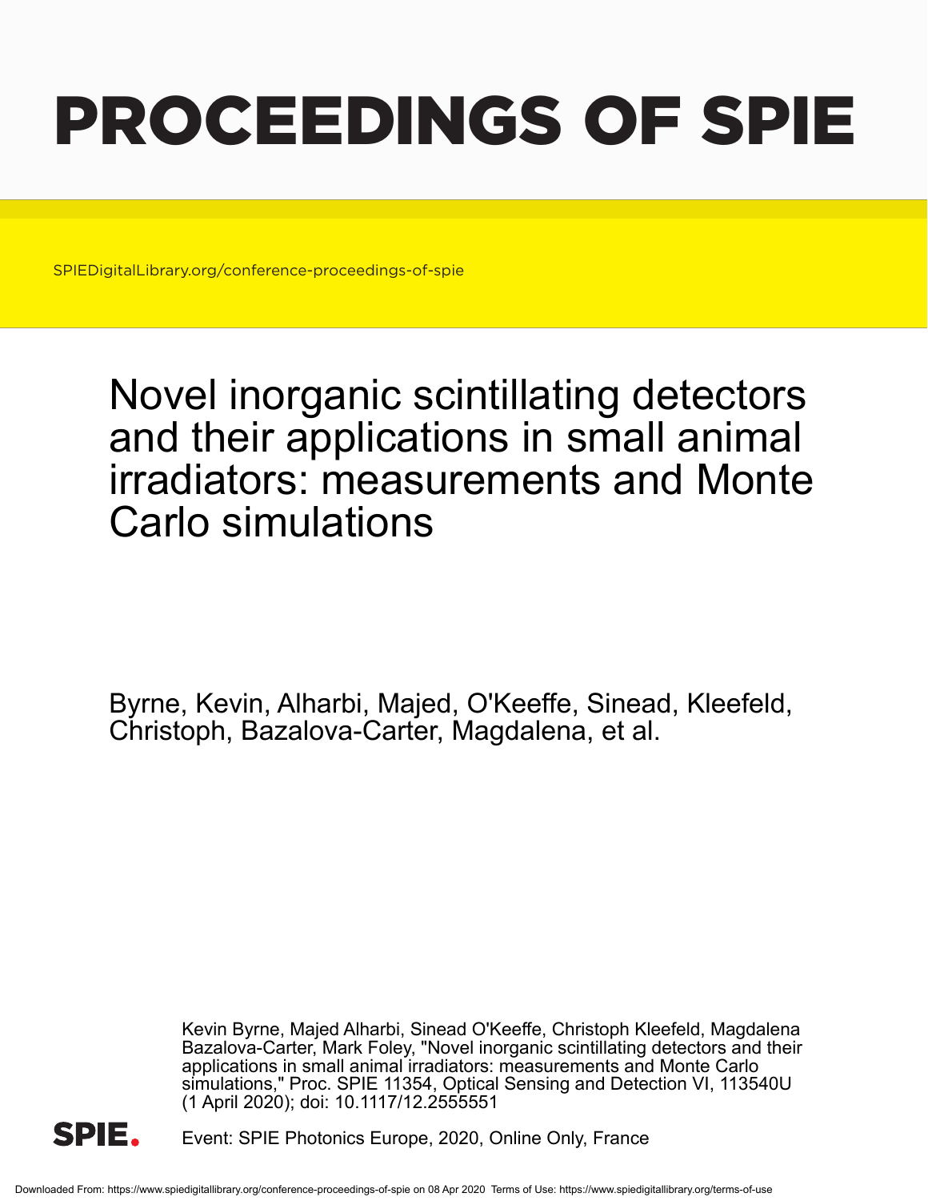# PROCEEDINGS OF SPIE

SPIEDigitalLibrary.org/conference-proceedings-of-spie

## Novel inorganic scintillating detectors and their applications in small animal irradiators: measurements and Monte Carlo simulations

Byrne, Kevin, Alharbi, Majed, O'Keeffe, Sinead, Kleefeld, Christoph, Bazalova-Carter, Magdalena, et al.

Kevin Byrne, Majed Alharbi, Sinead O'Keeffe, Christoph Kleefeld, Magdalena Bazalova-Carter, Mark Foley, "Novel inorganic scintillating detectors and their applications in small animal irradiators: measurements and Monte Carlo simulations," Proc. SPIE 11354, Optical Sensing and Detection VI, 113540U (1 April 2020); doi: 10.1117/12.2555551

Event: SPIE Photonics Europe, 2020, Online Only, France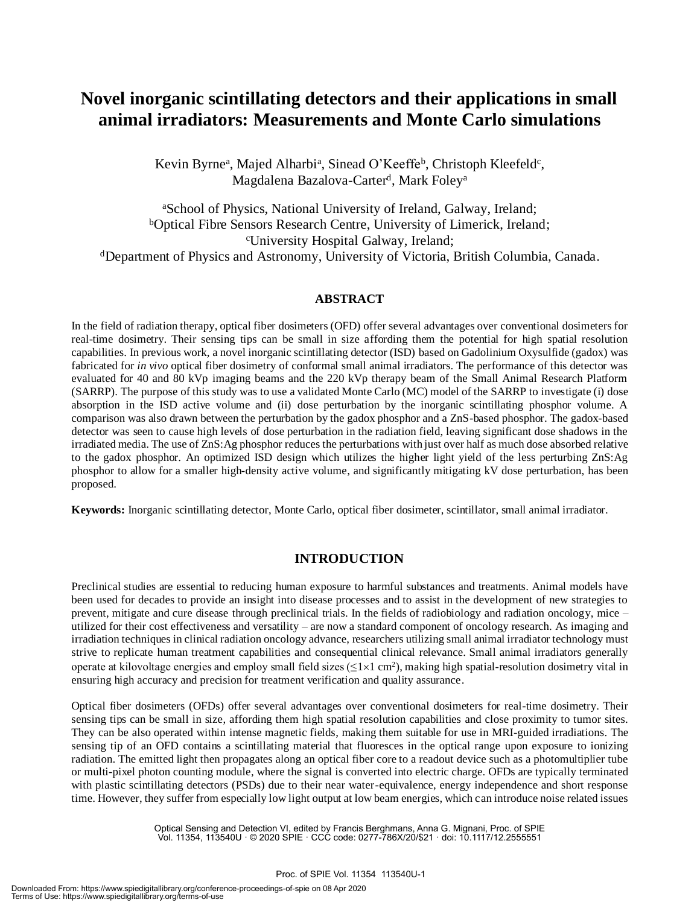# Novel inorganic scintillating detectors and their applications in small animal irradiators: Measurements and Monte Carlo simulations

Kevin Byrne[a], Majed Alharbi[a], Sinead O'Keeffe[b], Christoph Kleefeld[c], Magdalena Bazalova-Carter[d], Mark Foley[a]

[a]School of Physics, National University of Ireland, Galway, Ireland;
[b]Optical Fibre Sensors Research Centre, University of Limerick, Ireland;
[c]University Hospital Galway, Ireland;
[d]Department of Physics and Astronomy, University of Victoria, British Columbia, Canada.

## ABSTRACT

In the field of radiation therapy, optical fiber dosimeters (OFD) offer several advantages over conventional dosimeters for real-time dosimetry. Their sensing tips can be small in size affording them the potential for high spatial resolution capabilities. In previous work, a novel inorganic scintillating detector (ISD) based on Gadolinium Oxysulfide (gadox) was fabricated for *in vivo* optical fiber dosimetry of conformal small animal irradiators. The performance of this detector was evaluated for 40 and 80 kVp imaging beams and the 220 kVp therapy beam of the Small Animal Research Platform (SARRP). The purpose of this study was to use a validated Monte Carlo (MC) model of the SARRP to investigate (i) dose absorption in the ISD active volume and (ii) dose perturbation by the inorganic scintillating phosphor volume. A comparison was also drawn between the perturbation by the gadox phosphor and a ZnS-based phosphor. The gadox-based detector was seen to cause high levels of dose perturbation in the radiation field, leaving significant dose shadows in the irradiated media. The use of ZnS:Ag phosphor reduces the perturbations with just over half as much dose absorbed relative to the gadox phosphor. An optimized ISD design which utilizes the higher light yield of the less perturbing ZnS:Ag phosphor to allow for a smaller high-density active volume, and significantly mitigating kV dose perturbation, has been proposed.

**Keywords:** Inorganic scintillating detector, Monte Carlo, optical fiber dosimeter, scintillator, small animal irradiator.

## INTRODUCTION

Preclinical studies are essential to reducing human exposure to harmful substances and treatments. Animal models have been used for decades to provide an insight into disease processes and to assist in the development of new strategies to prevent, mitigate and cure disease through preclinical trials. In the fields of radiobiology and radiation oncology, mice – utilized for their cost effectiveness and versatility – are now a standard component of oncology research. As imaging and irradiation techniques in clinical radiation oncology advance, researchers utilizing small animal irradiator technology must strive to replicate human treatment capabilities and consequential clinical relevance. Small animal irradiators generally operate at kilovoltage energies and employ small field sizes ($\leq 1 \times 1$ cm$^2$), making high spatial-resolution dosimetry vital in ensuring high accuracy and precision for treatment verification and quality assurance.

Optical fiber dosimeters (OFDs) offer several advantages over conventional dosimeters for real-time dosimetry. Their sensing tips can be small in size, affording them high spatial resolution capabilities and close proximity to tumor sites. They can be also operated within intense magnetic fields, making them suitable for use in MRI-guided irradiations. The sensing tip of an OFD contains a scintillating material that fluoresces in the optical range upon exposure to ionizing radiation. The emitted light then propagates along an optical fiber core to a readout device such as a photomultiplier tube or multi-pixel photon counting module, where the signal is converted into electric charge. OFDs are typically terminated with plastic scintillating detectors (PSDs) due to their near water-equivalence, energy independence and short response time. However, they suffer from especially low light output at low beam energies, which can introduce noise related issues

Optical Sensing and Detection VI, edited by Francis Berghmans, Anna G. Mignani, Proc. of SPIE Vol. 11354, 113540U · © 2020 SPIE · CCC code: 0277-786X/20/$21 · doi: 10.1117/12.2555551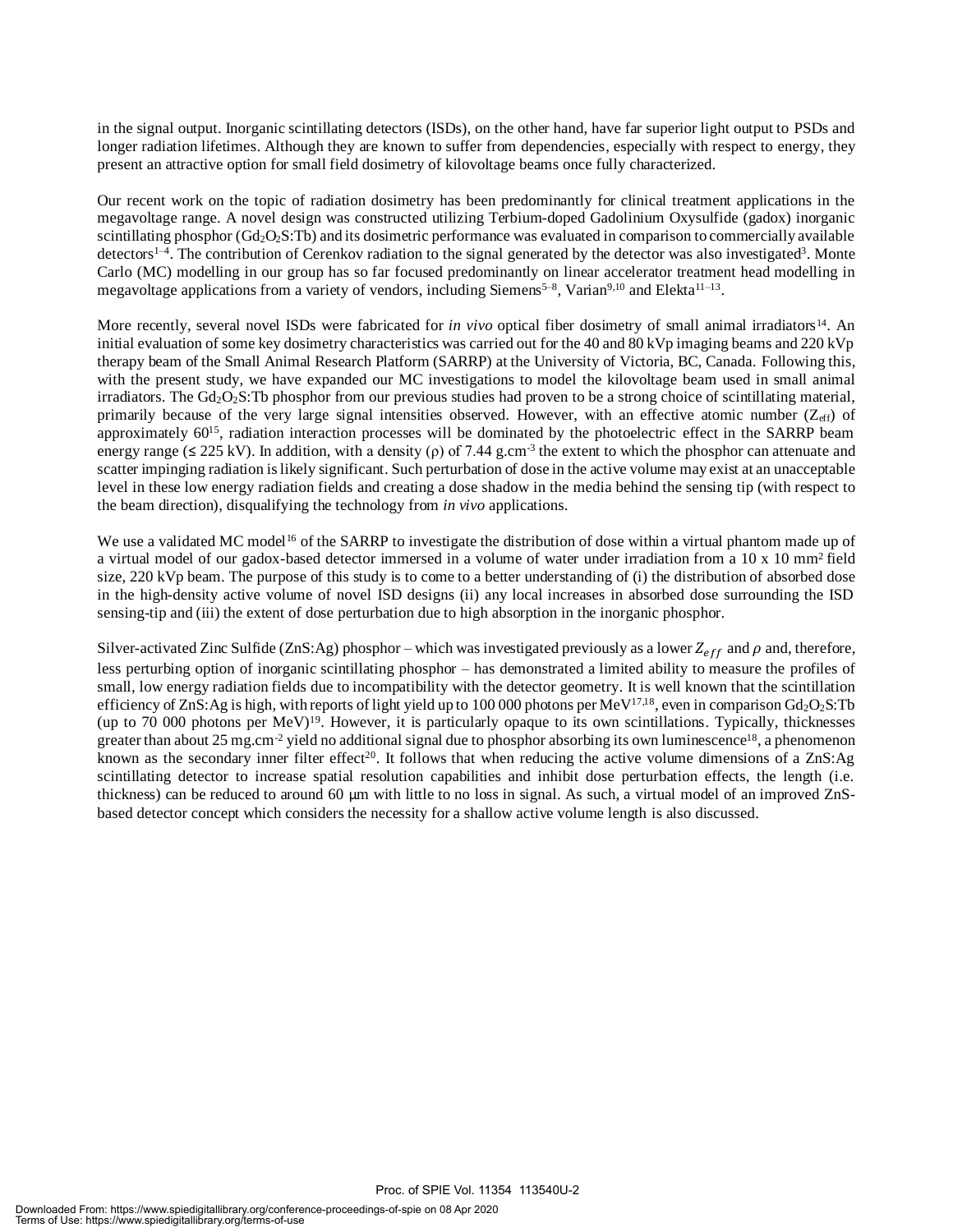in the signal output. Inorganic scintillating detectors (ISDs), on the other hand, have far superior light output to PSDs and longer radiation lifetimes. Although they are known to suffer from dependencies, especially with respect to energy, they present an attractive option for small field dosimetry of kilovoltage beams once fully characterized.

Our recent work on the topic of radiation dosimetry has been predominantly for clinical treatment applications in the megavoltage range. A novel design was constructed utilizing Terbium-doped Gadolinium Oxysulfide (gadox) inorganic scintillating phosphor ($Gd_2O_2S$:Tb) and its dosimetric performance was evaluated in comparison to commercially available detectors[1–4]. The contribution of Cerenkov radiation to the signal generated by the detector was also investigated[3]. Monte Carlo (MC) modelling in our group has so far focused predominantly on linear accelerator treatment head modelling in megavoltage applications from a variety of vendors, including Siemens[5–8], Varian[9,10] and Elekta[11–13].

More recently, several novel ISDs were fabricated for *in vivo* optical fiber dosimetry of small animal irradiators[14]. An initial evaluation of some key dosimetry characteristics was carried out for the 40 and 80 kVp imaging beams and 220 kVp therapy beam of the Small Animal Research Platform (SARRP) at the University of Victoria, BC, Canada. Following this, with the present study, we have expanded our MC investigations to model the kilovoltage beam used in small animal irradiators. The $Gd_2O_2S$:Tb phosphor from our previous studies had proven to be a strong choice of scintillating material, primarily because of the very large signal intensities observed. However, with an effective atomic number ($Z_{eff}$) of approximately 60[15], radiation interaction processes will be dominated by the photoelectric effect in the SARRP beam energy range (≤ 225 kV). In addition, with a density (ρ) of 7.44 g.cm$^{-3}$ the extent to which the phosphor can attenuate and scatter impinging radiation is likely significant. Such perturbation of dose in the active volume may exist at an unacceptable level in these low energy radiation fields and creating a dose shadow in the media behind the sensing tip (with respect to the beam direction), disqualifying the technology from *in vivo* applications.

We use a validated MC model[16] of the SARRP to investigate the distribution of dose within a virtual phantom made up of a virtual model of our gadox-based detector immersed in a volume of water under irradiation from a 10 x 10 mm$^2$ field size, 220 kVp beam. The purpose of this study is to come to a better understanding of (i) the distribution of absorbed dose in the high-density active volume of novel ISD designs (ii) any local increases in absorbed dose surrounding the ISD sensing-tip and (iii) the extent of dose perturbation due to high absorption in the inorganic phosphor.

Silver-activated Zinc Sulfide (ZnS:Ag) phosphor – which was investigated previously as a lower $Z_{eff}$ and $\rho$ and, therefore, less perturbing option of inorganic scintillating phosphor – has demonstrated a limited ability to measure the profiles of small, low energy radiation fields due to incompatibility with the detector geometry. It is well known that the scintillation efficiency of ZnS:Ag is high, with reports of light yield up to 100 000 photons per MeV[17,18], even in comparison $Gd_2O_2S$:Tb (up to 70 000 photons per MeV)[19]. However, it is particularly opaque to its own scintillations. Typically, thicknesses greater than about 25 mg.cm$^{-2}$ yield no additional signal due to phosphor absorbing its own luminescence[18], a phenomenon known as the secondary inner filter effect[20]. It follows that when reducing the active volume dimensions of a ZnS:Ag scintillating detector to increase spatial resolution capabilities and inhibit dose perturbation effects, the length (i.e. thickness) can be reduced to around 60 μm with little to no loss in signal. As such, a virtual model of an improved ZnS-based detector concept which considers the necessity for a shallow active volume length is also discussed.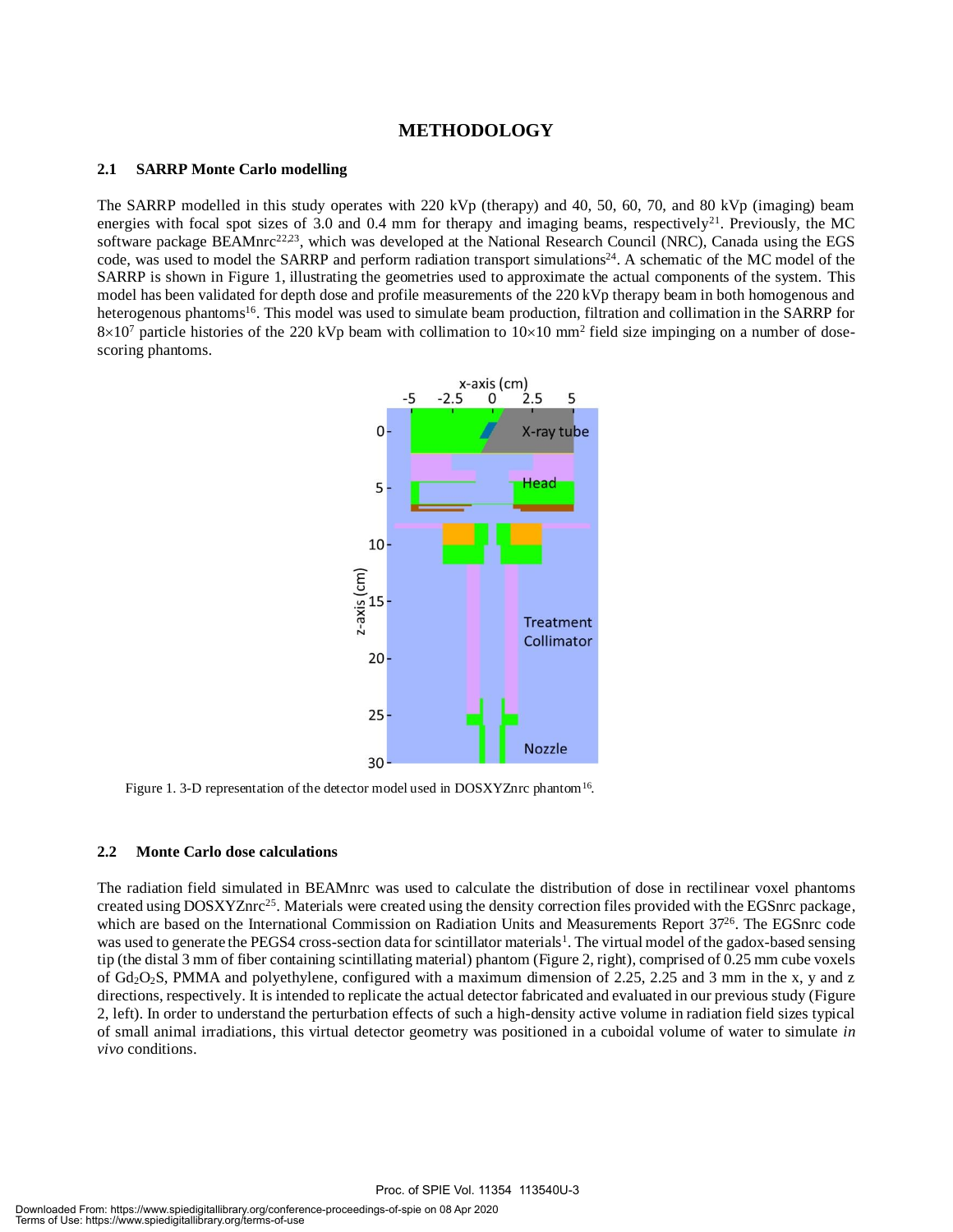# METHODOLOGY

## 2.1 SARRP Monte Carlo modelling

The SARRP modelled in this study operates with 220 kVp (therapy) and 40, 50, 60, 70, and 80 kVp (imaging) beam energies with focal spot sizes of 3.0 and 0.4 mm for therapy and imaging beams, respectively[21]. Previously, the MC software package BEAMnrc[22,23], which was developed at the National Research Council (NRC), Canada using the EGS code, was used to model the SARRP and perform radiation transport simulations[24]. A schematic of the MC model of the SARRP is shown in Figure 1, illustrating the geometries used to approximate the actual components of the system. This model has been validated for depth dose and profile measurements of the 220 kVp therapy beam in both homogenous and heterogenous phantoms[16]. This model was used to simulate beam production, filtration and collimation in the SARRP for $8\times10^7$ particle histories of the 220 kVp beam with collimation to $10\times10$ mm$^2$ field size impinging on a number of dose-scoring phantoms.

x-axis (cm)
-5 -2.5 0 2.5 5
z-axis (cm)
0 5 10 15 20 25 30
X-ray tube
Head
Treatment Collimator
Nozzle

Figure 1. 3-D representation of the detector model used in DOSXYZnrc phantom[16].

## 2.2 Monte Carlo dose calculations

The radiation field simulated in BEAMnrc was used to calculate the distribution of dose in rectilinear voxel phantoms created using DOSXYZnrc[25]. Materials were created using the density correction files provided with the EGSnrc package, which are based on the International Commission on Radiation Units and Measurements Report 37[26]. The EGSnrc code was used to generate the PEGS4 cross-section data for scintillator materials[1]. The virtual model of the gadox-based sensing tip (the distal 3 mm of fiber containing scintillating material) phantom (Figure 2, right), comprised of 0.25 mm cube voxels of $Gd_2O_2S$, PMMA and polyethylene, configured with a maximum dimension of 2.25, 2.25 and 3 mm in the x, y and z directions, respectively. It is intended to replicate the actual detector fabricated and evaluated in our previous study (Figure 2, left). In order to understand the perturbation effects of such a high-density active volume in radiation field sizes typical of small animal irradiations, this virtual detector geometry was positioned in a cuboidal volume of water to simulate *in vivo* conditions.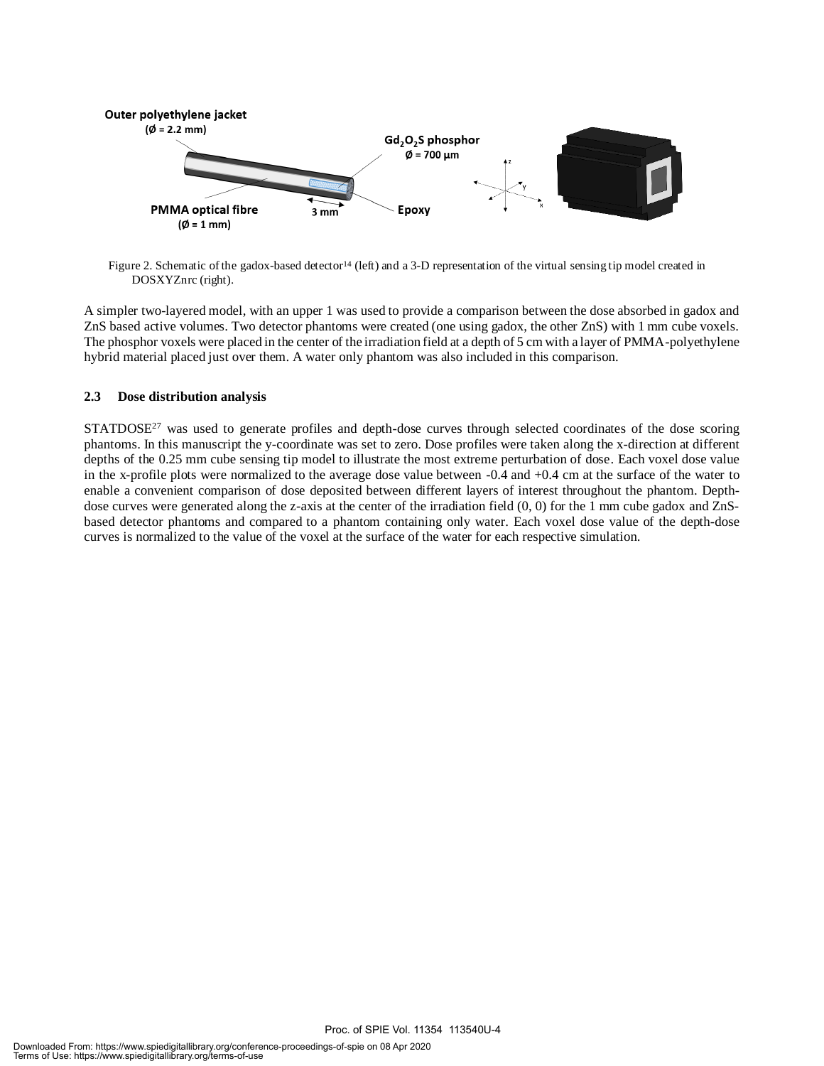Outer polyethylene jacket
(Ø = 2.2 mm)

$Gd_2O_2S$ phosphor
Ø = 700 µm

PMMA optical fibre
(Ø = 1 mm)

3 mm

Epoxy

Figure 2. Schematic of the gadox-based detector[14] (left) and a 3-D representation of the virtual sensing tip model created in DOSXYZnrc (right).

A simpler two-layered model, with an upper 1 was used to provide a comparison between the dose absorbed in gadox and ZnS based active volumes. Two detector phantoms were created (one using gadox, the other ZnS) with 1 mm cube voxels. The phosphor voxels were placed in the center of the irradiation field at a depth of 5 cm with a layer of PMMA-polyethylene hybrid material placed just over them. A water only phantom was also included in this comparison.

### 2.3 Dose distribution analysis

STATDOSE[27] was used to generate profiles and depth-dose curves through selected coordinates of the dose scoring phantoms. In this manuscript the y-coordinate was set to zero. Dose profiles were taken along the x-direction at different depths of the 0.25 mm cube sensing tip model to illustrate the most extreme perturbation of dose. Each voxel dose value in the x-profile plots were normalized to the average dose value between -0.4 and +0.4 cm at the surface of the water to enable a convenient comparison of dose deposited between different layers of interest throughout the phantom. Depth-dose curves were generated along the z-axis at the center of the irradiation field (0, 0) for the 1 mm cube gadox and ZnS-based detector phantoms and compared to a phantom containing only water. Each voxel dose value of the depth-dose curves is normalized to the value of the voxel at the surface of the water for each respective simulation.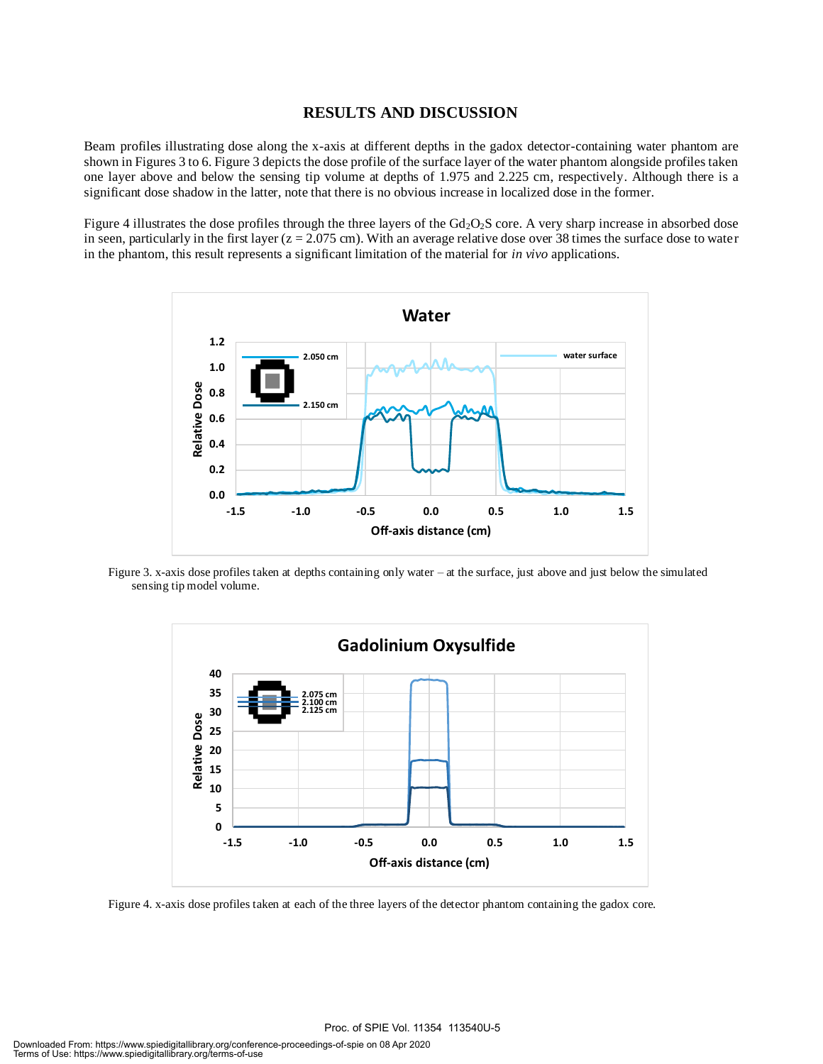## RESULTS AND DISCUSSION

Beam profiles illustrating dose along the x-axis at different depths in the gadox detector-containing water phantom are shown in Figures 3 to 6. Figure 3 depicts the dose profile of the surface layer of the water phantom alongside profiles taken one layer above and below the sensing tip volume at depths of 1.975 and 2.225 cm, respectively. Although there is a significant dose shadow in the latter, note that there is no obvious increase in localized dose in the former.

Figure 4 illustrates the dose profiles through the three layers of the $Gd_2O_2S$ core. A very sharp increase in absorbed dose in seen, particularly in the first layer (z = 2.075 cm). With an average relative dose over 38 times the surface dose to water in the phantom, this result represents a significant limitation of the material for *in vivo* applications.

Water

Relative Dose

1.2
1.0
0.8
0.6
0.4
0.2
0.0

-1.5 -1.0 -0.5 0.0 0.5 1.0 1.5

Off-axis distance (cm)

2.050 cm
2.150 cm
water surface

Figure 3. x-axis dose profiles taken at depths containing only water – at the surface, just above and just below the simulated sensing tip model volume.

Gadolinium Oxysulfide

Relative Dose

40
35
30
25
20
15
10
5
0

-1.5 -1.0 -0.5 0.0 0.5 1.0 1.5

Off-axis distance (cm)

2.075 cm
2.100 cm
2.125 cm

Figure 4. x-axis dose profiles taken at each of the three layers of the detector phantom containing the gadox core.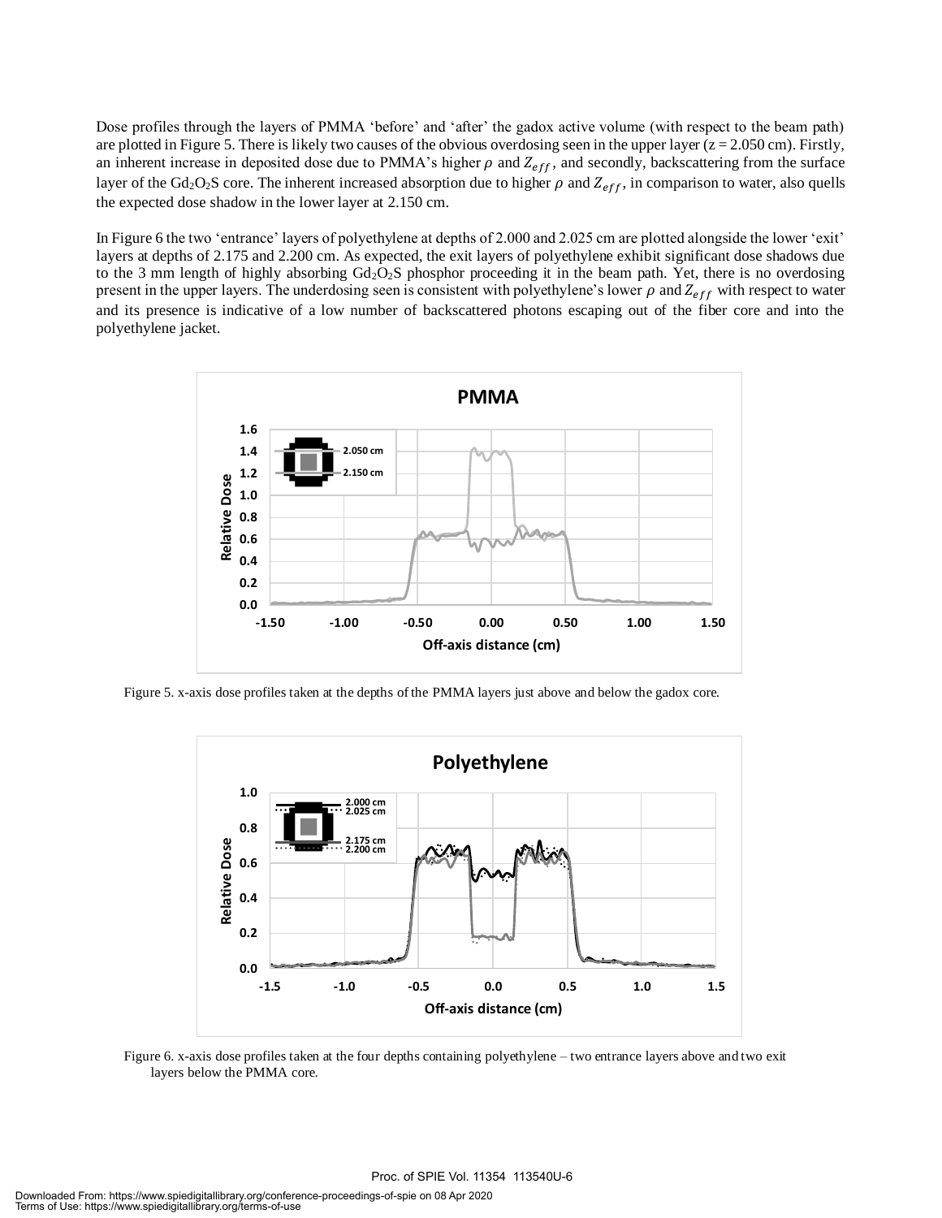Dose profiles through the layers of PMMA 'before' and 'after' the gadox active volume (with respect to the beam path) are plotted in Figure 5. There is likely two causes of the obvious overdosing seen in the upper layer (z = 2.050 cm). Firstly, an inherent increase in deposited dose due to PMMA's higher $\rho$ and $Z_{eff}$, and secondly, backscattering from the surface layer of the $Gd_2O_2S$ core. The inherent increased absorption due to higher $\rho$ and $Z_{eff}$, in comparison to water, also quells the expected dose shadow in the lower layer at 2.150 cm.

In Figure 6 the two 'entrance' layers of polyethylene at depths of 2.000 and 2.025 cm are plotted alongside the lower 'exit' layers at depths of 2.175 and 2.200 cm. As expected, the exit layers of polyethylene exhibit significant dose shadows due to the 3 mm length of highly absorbing $Gd_2O_2S$ phosphor proceeding it in the beam path. Yet, there is no overdosing present in the upper layers. The underdosing seen is consistent with polyethylene's lower $\rho$ and $Z_{eff}$ with respect to water and its presence is indicative of a low number of backscattered photons escaping out of the fiber core and into the polyethylene jacket.

PMMA

Relative Dose

1.6
1.4
1.2
1.0
0.8
0.6
0.4
0.2
0.0

2.050 cm
2.150 cm

-1.50 -1.00 -0.50 0.00 0.50 1.00 1.50

Off-axis distance (cm)

Figure 5. x-axis dose profiles taken at the depths of the PMMA layers just above and below the gadox core.

Polyethylene

Relative Dose

1.0
0.8
0.6
0.4
0.2
0.0

2.000 cm
2.025 cm
2.175 cm
2.200 cm

-1.5 -1.0 -0.5 0.0 0.5 1.0 1.5

Off-axis distance (cm)

Figure 6. x-axis dose profiles taken at the four depths containing polyethylene – two entrance layers above and two exit layers below the PMMA core.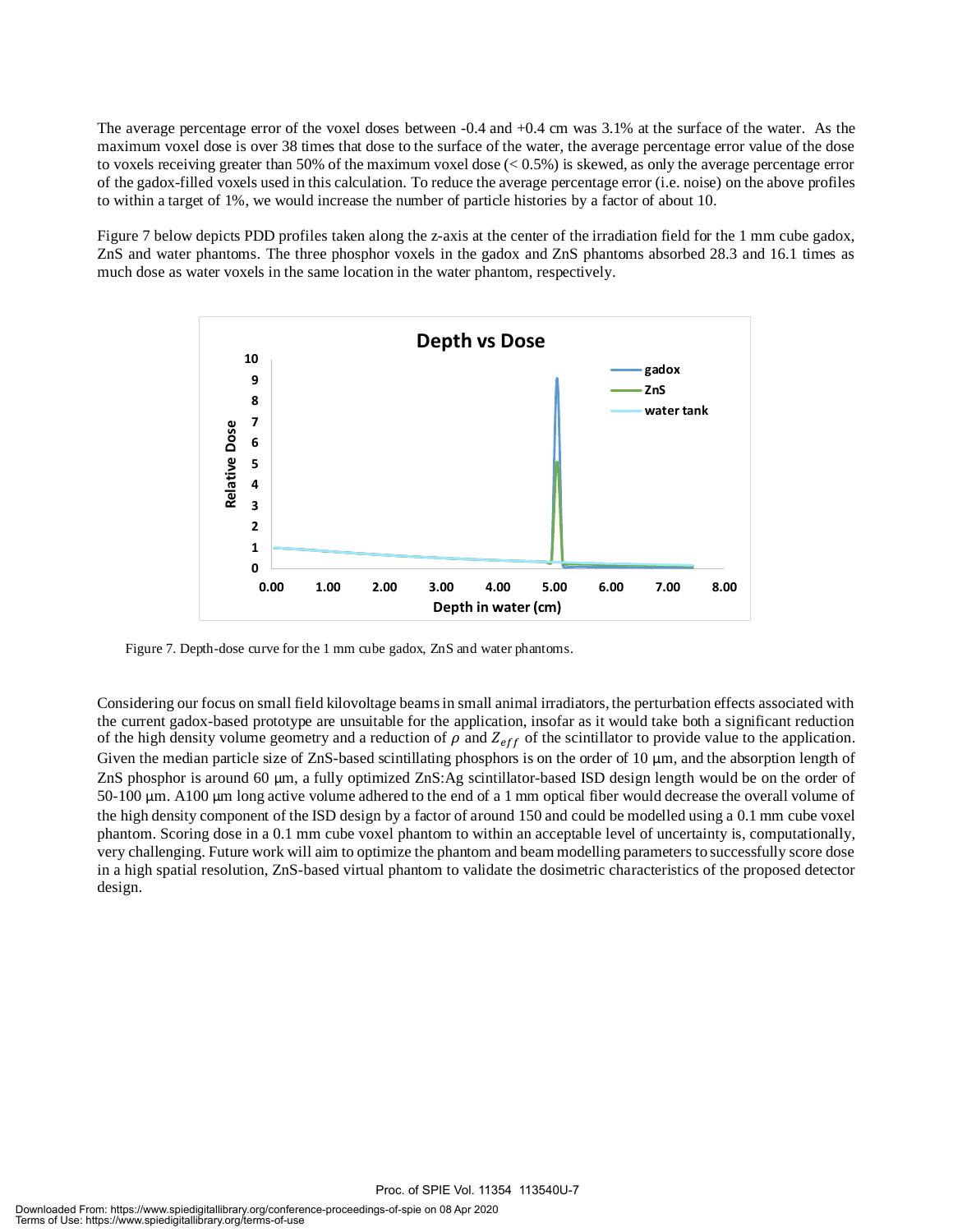The average percentage error of the voxel doses between -0.4 and +0.4 cm was 3.1% at the surface of the water. As the maximum voxel dose is over 38 times that dose to the surface of the water, the average percentage error value of the dose to voxels receiving greater than 50% of the maximum voxel dose (< 0.5%) is skewed, as only the average percentage error of the gadox-filled voxels used in this calculation. To reduce the average percentage error (i.e. noise) on the above profiles to within a target of 1%, we would increase the number of particle histories by a factor of about 10.

Figure 7 below depicts PDD profiles taken along the z-axis at the center of the irradiation field for the 1 mm cube gadox, ZnS and water phantoms. The three phosphor voxels in the gadox and ZnS phantoms absorbed 28.3 and 16.1 times as much dose as water voxels in the same location in the water phantom, respectively.

Depth vs Dose

Relative Dose

10
9
8
7
6
5
4
3
2
1
0

0.00 1.00 2.00 3.00 4.00 5.00 6.00 7.00 8.00

Depth in water (cm)

gadox
ZnS
water tank

Figure 7. Depth-dose curve for the 1 mm cube gadox, ZnS and water phantoms.

Considering our focus on small field kilovoltage beams in small animal irradiators, the perturbation effects associated with the current gadox-based prototype are unsuitable for the application, insofar as it would take both a significant reduction of the high density volume geometry and a reduction of $\rho$ and $Z_{eff}$ of the scintillator to provide value to the application. Given the median particle size of ZnS-based scintillating phosphors is on the order of 10 µm, and the absorption length of ZnS phosphor is around 60 µm, a fully optimized ZnS:Ag scintillator-based ISD design length would be on the order of 50-100 µm. A100 µm long active volume adhered to the end of a 1 mm optical fiber would decrease the overall volume of the high density component of the ISD design by a factor of around 150 and could be modelled using a 0.1 mm cube voxel phantom. Scoring dose in a 0.1 mm cube voxel phantom to within an acceptable level of uncertainty is, computationally, very challenging. Future work will aim to optimize the phantom and beam modelling parameters to successfully score dose in a high spatial resolution, ZnS-based virtual phantom to validate the dosimetric characteristics of the proposed detector design.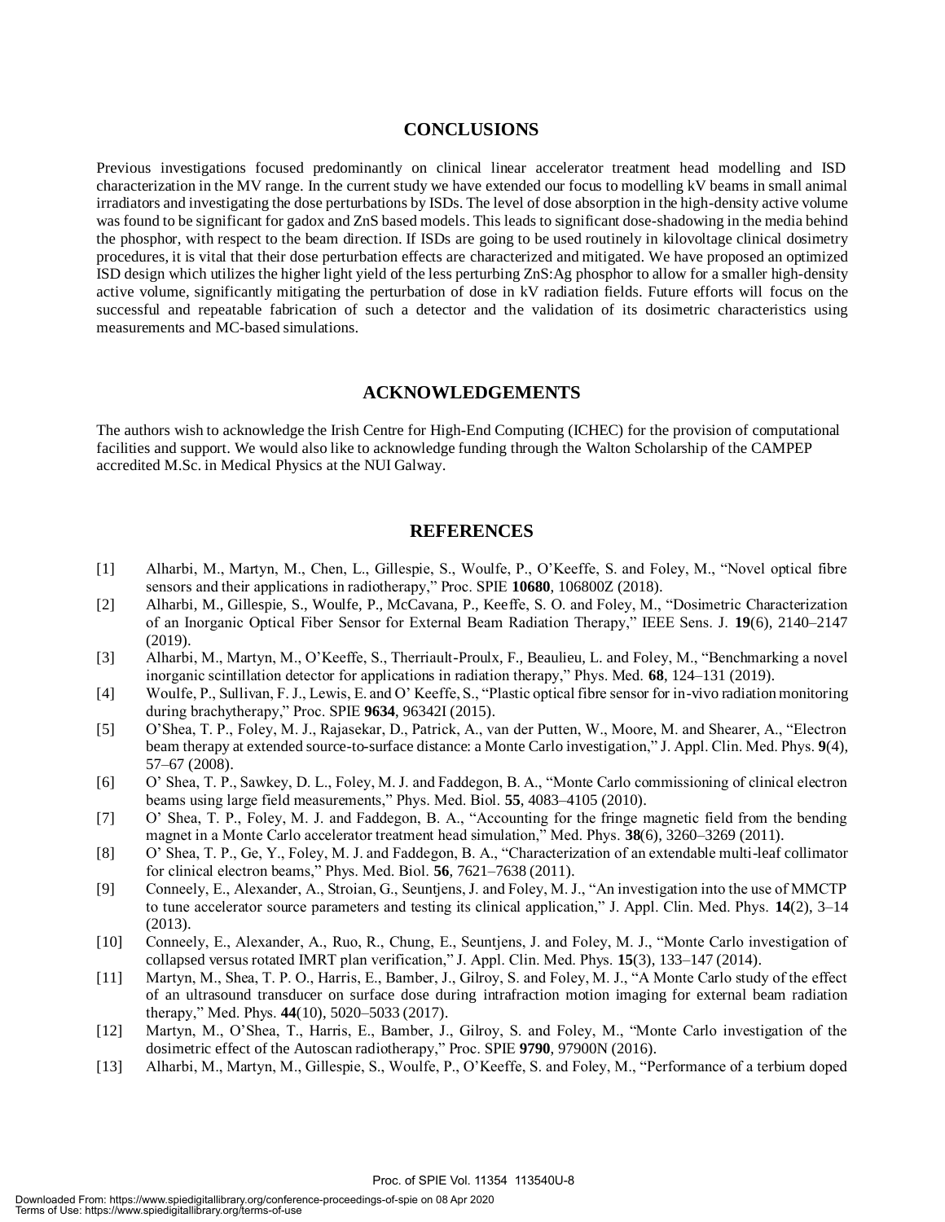## CONCLUSIONS

Previous investigations focused predominantly on clinical linear accelerator treatment head modelling and ISD characterization in the MV range. In the current study we have extended our focus to modelling kV beams in small animal irradiators and investigating the dose perturbations by ISDs. The level of dose absorption in the high-density active volume was found to be significant for gadox and ZnS based models. This leads to significant dose-shadowing in the media behind the phosphor, with respect to the beam direction. If ISDs are going to be used routinely in kilovoltage clinical dosimetry procedures, it is vital that their dose perturbation effects are characterized and mitigated. We have proposed an optimized ISD design which utilizes the higher light yield of the less perturbing ZnS:Ag phosphor to allow for a smaller high-density active volume, significantly mitigating the perturbation of dose in kV radiation fields. Future efforts will focus on the successful and repeatable fabrication of such a detector and the validation of its dosimetric characteristics using measurements and MC-based simulations.

## ACKNOWLEDGEMENTS

The authors wish to acknowledge the Irish Centre for High-End Computing (ICHEC) for the provision of computational facilities and support. We would also like to acknowledge funding through the Walton Scholarship of the CAMPEP accredited M.Sc. in Medical Physics at the NUI Galway.

## REFERENCES

[1] Alharbi, M., Martyn, M., Chen, L., Gillespie, S., Woulfe, P., O'Keeffe, S. and Foley, M., "Novel optical fibre sensors and their applications in radiotherapy," Proc. SPIE **10680**, 106800Z (2018).

[2] Alharbi, M., Gillespie, S., Woulfe, P., McCavana, P., Keeffe, S. O. and Foley, M., "Dosimetric Characterization of an Inorganic Optical Fiber Sensor for External Beam Radiation Therapy," IEEE Sens. J. **19**(6), 2140–2147 (2019).

[3] Alharbi, M., Martyn, M., O'Keeffe, S., Therriault-Proulx, F., Beaulieu, L. and Foley, M., "Benchmarking a novel inorganic scintillation detector for applications in radiation therapy," Phys. Med. **68**, 124–131 (2019).

[4] Woulfe, P., Sullivan, F. J., Lewis, E. and O' Keeffe, S., "Plastic optical fibre sensor for in-vivo radiation monitoring during brachytherapy," Proc. SPIE **9634**, 96342I (2015).

[5] O'Shea, T. P., Foley, M. J., Rajasekar, D., Patrick, A., van der Putten, W., Moore, M. and Shearer, A., "Electron beam therapy at extended source-to-surface distance: a Monte Carlo investigation," J. Appl. Clin. Med. Phys. **9**(4), 57–67 (2008).

[6] O' Shea, T. P., Sawkey, D. L., Foley, M. J. and Faddegon, B. A., "Monte Carlo commissioning of clinical electron beams using large field measurements," Phys. Med. Biol. **55**, 4083–4105 (2010).

[7] O' Shea, T. P., Foley, M. J. and Faddegon, B. A., "Accounting for the fringe magnetic field from the bending magnet in a Monte Carlo accelerator treatment head simulation," Med. Phys. **38**(6), 3260–3269 (2011).

[8] O' Shea, T. P., Ge, Y., Foley, M. J. and Faddegon, B. A., "Characterization of an extendable multi-leaf collimator for clinical electron beams," Phys. Med. Biol. **56**, 7621–7638 (2011).

[9] Conneely, E., Alexander, A., Stroian, G., Seuntjens, J. and Foley, M. J., "An investigation into the use of MMCTP to tune accelerator source parameters and testing its clinical application," J. Appl. Clin. Med. Phys. **14**(2), 3–14 (2013).

[10] Conneely, E., Alexander, A., Ruo, R., Chung, E., Seuntjens, J. and Foley, M. J., "Monte Carlo investigation of collapsed versus rotated IMRT plan verification," J. Appl. Clin. Med. Phys. **15**(3), 133–147 (2014).

[11] Martyn, M., Shea, T. P. O., Harris, E., Bamber, J., Gilroy, S. and Foley, M. J., "A Monte Carlo study of the effect of an ultrasound transducer on surface dose during intrafraction motion imaging for external beam radiation therapy," Med. Phys. **44**(10), 5020–5033 (2017).

[12] Martyn, M., O'Shea, T., Harris, E., Bamber, J., Gilroy, S. and Foley, M., "Monte Carlo investigation of the dosimetric effect of the Autoscan radiotherapy," Proc. SPIE **9790**, 97900N (2016).

[13] Alharbi, M., Martyn, M., Gillespie, S., Woulfe, P., O'Keeffe, S. and Foley, M., "Performance of a terbium doped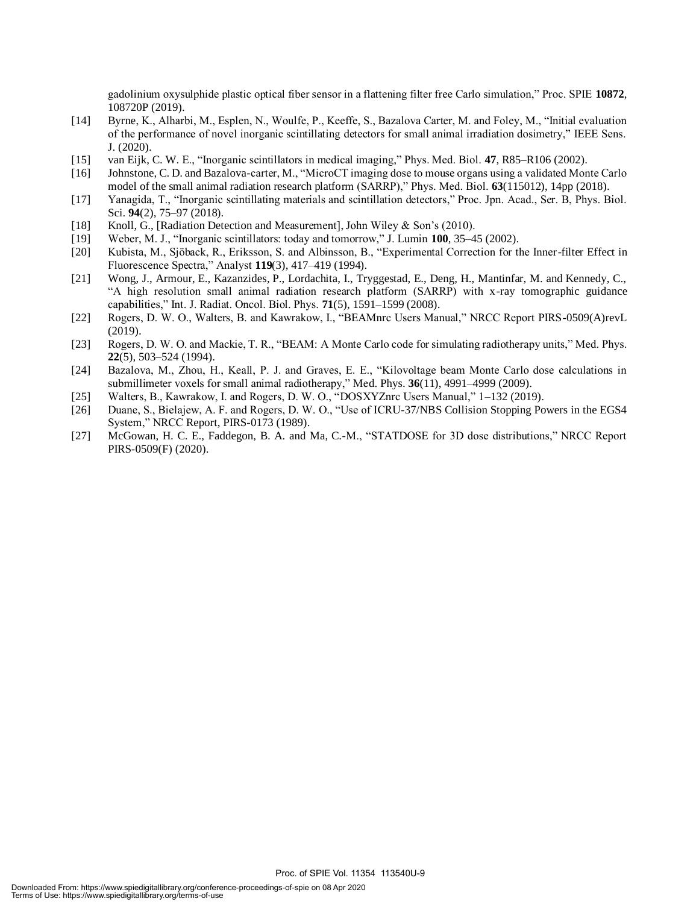gadolinium oxysulphide plastic optical fiber sensor in a flattening filter free Carlo simulation," Proc. SPIE **10872**, 108720P (2019).

[14] Byrne, K., Alharbi, M., Esplen, N., Woulfe, P., Keeffe, S., Bazalova Carter, M. and Foley, M., "Initial evaluation of the performance of novel inorganic scintillating detectors for small animal irradiation dosimetry," IEEE Sens. J. (2020).

[15] van Eijk, C. W. E., "Inorganic scintillators in medical imaging," Phys. Med. Biol. **47**, R85–R106 (2002).

[16] Johnstone, C. D. and Bazalova-carter, M., "MicroCT imaging dose to mouse organs using a validated Monte Carlo model of the small animal radiation research platform (SARRP)," Phys. Med. Biol. **63**(115012), 14pp (2018).

[17] Yanagida, T., "Inorganic scintillating materials and scintillation detectors," Proc. Jpn. Acad., Ser. B, Phys. Biol. Sci. **94**(2), 75–97 (2018).

[18] Knoll, G., [Radiation Detection and Measurement], John Wiley & Son's (2010).

[19] Weber, M. J., "Inorganic scintillators: today and tomorrow," J. Lumin **100**, 35–45 (2002).

[20] Kubista, M., Sjöback, R., Eriksson, S. and Albinsson, B., "Experimental Correction for the Inner-filter Effect in Fluorescence Spectra," Analyst **119**(3), 417–419 (1994).

[21] Wong, J., Armour, E., Kazanzides, P., Lordachita, I., Tryggestad, E., Deng, H., Mantinfar, M. and Kennedy, C., "A high resolution small animal radiation research platform (SARRP) with x-ray tomographic guidance capabilities," Int. J. Radiat. Oncol. Biol. Phys. **71**(5), 1591–1599 (2008).

[22] Rogers, D. W. O., Walters, B. and Kawrakow, I., "BEAMnrc Users Manual," NRCC Report PIRS-0509(A)revL (2019).

[23] Rogers, D. W. O. and Mackie, T. R., "BEAM: A Monte Carlo code for simulating radiotherapy units," Med. Phys. **22**(5), 503–524 (1994).

[24] Bazalova, M., Zhou, H., Keall, P. J. and Graves, E. E., "Kilovoltage beam Monte Carlo dose calculations in submillimeter voxels for small animal radiotherapy," Med. Phys. **36**(11), 4991–4999 (2009).

[25] Walters, B., Kawrakow, I. and Rogers, D. W. O., "DOSXYZnrc Users Manual," 1–132 (2019).

[26] Duane, S., Bielajew, A. F. and Rogers, D. W. O., "Use of ICRU-37/NBS Collision Stopping Powers in the EGS4 System," NRCC Report, PIRS-0173 (1989).

[27] McGowan, H. C. E., Faddegon, B. A. and Ma, C.-M., "STATDOSE for 3D dose distributions," NRCC Report PIRS-0509(F) (2020).